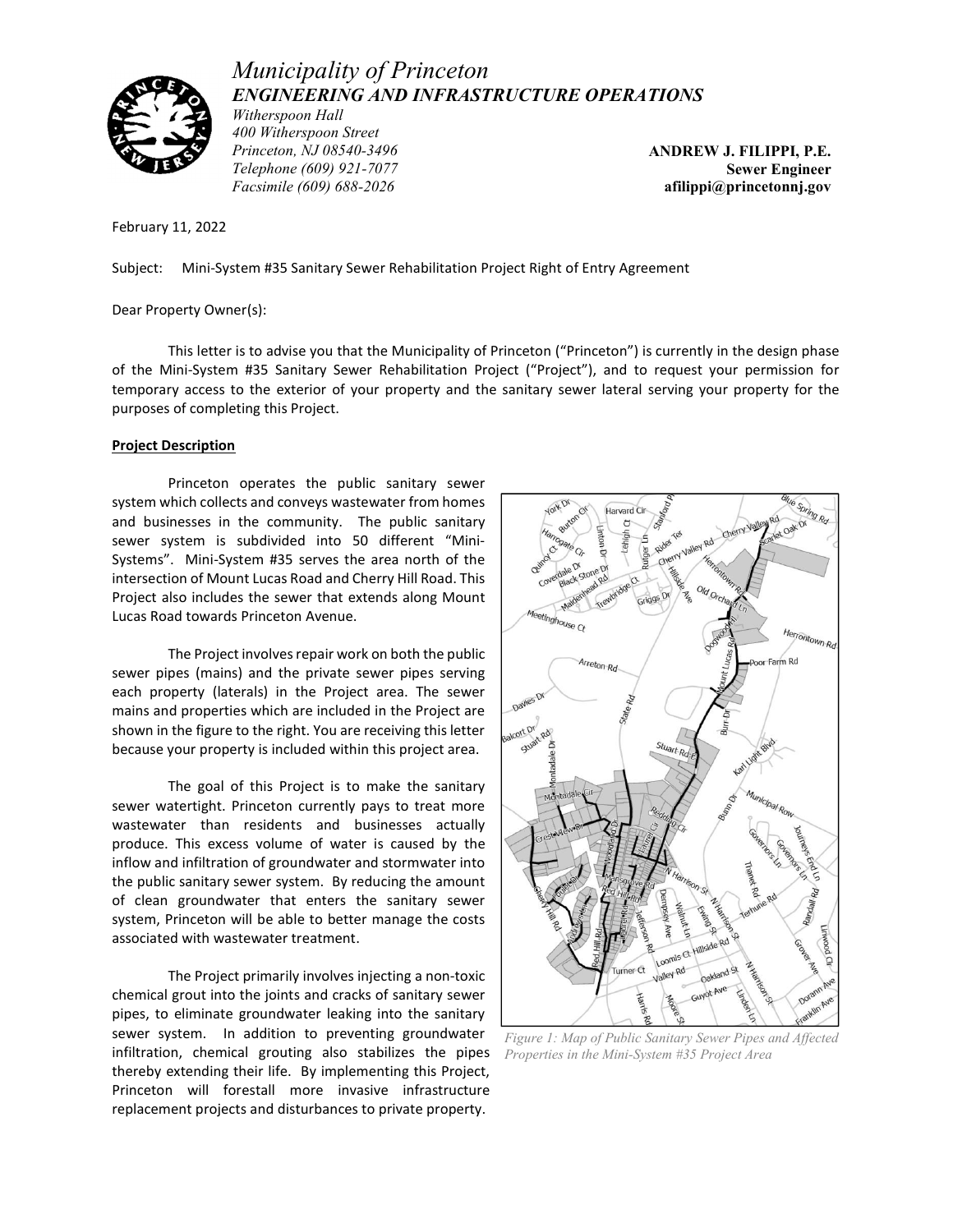# *Municipality of Princeton*

## ***ENGINEERING AND INFRASTRUCTURE OPERATIONS***

*Witherspoon Hall*
*400 Witherspoon Street*
*Princeton, NJ 08540-3496*
*Telephone (609) 921-7077*
*Facsimile (609) 688-2026*

**ANDREW J. FILIPPI, P.E.**
**Sewer Engineer**
**afilippi@princetonnj.gov**

February 11, 2022

Subject: Mini-System #35 Sanitary Sewer Rehabilitation Project Right of Entry Agreement

Dear Property Owner(s):

This letter is to advise you that the Municipality of Princeton ("Princeton") is currently in the design phase of the Mini-System #35 Sanitary Sewer Rehabilitation Project ("Project"), and to request your permission for temporary access to the exterior of your property and the sanitary sewer lateral serving your property for the purposes of completing this Project.

**Project Description**

Princeton operates the public sanitary sewer system which collects and conveys wastewater from homes and businesses in the community. The public sanitary sewer system is subdivided into 50 different "Mini-Systems". Mini-System #35 serves the area north of the intersection of Mount Lucas Road and Cherry Hill Road. This Project also includes the sewer that extends along Mount Lucas Road towards Princeton Avenue.

The Project involves repair work on both the public sewer pipes (mains) and the private sewer pipes serving each property (laterals) in the Project area. The sewer mains and properties which are included in the Project are shown in the figure to the right. You are receiving this letter because your property is included within this project area.

The goal of this Project is to make the sanitary sewer watertight. Princeton currently pays to treat more wastewater than residents and businesses actually produce. This excess volume of water is caused by the inflow and infiltration of groundwater and stormwater into the public sanitary sewer system. By reducing the amount of clean groundwater that enters the sanitary sewer system, Princeton will be able to better manage the costs associated with wastewater treatment.

The Project primarily involves injecting a non-toxic chemical grout into the joints and cracks of sanitary sewer pipes, to eliminate groundwater leaking into the sanitary sewer system. In addition to preventing groundwater infiltration, chemical grouting also stabilizes the pipes thereby extending their life. By implementing this Project, Princeton will forestall more invasive infrastructure replacement projects and disturbances to private property.

*Figure 1: Map of Public Sanitary Sewer Pipes and Affected Properties in the Mini-System #35 Project Area*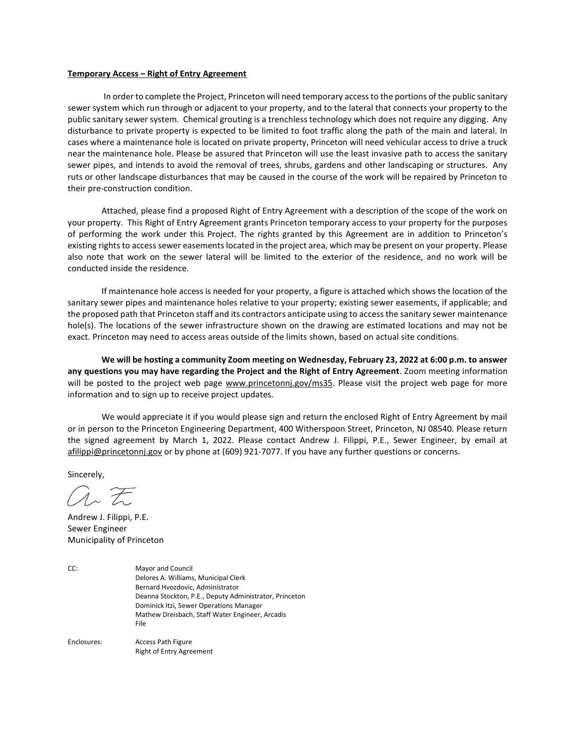**Temporary Access – Right of Entry Agreement**

In order to complete the Project, Princeton will need temporary access to the portions of the public sanitary sewer system which run through or adjacent to your property, and to the lateral that connects your property to the public sanitary sewer system. Chemical grouting is a trenchless technology which does not require any digging. Any disturbance to private property is expected to be limited to foot traffic along the path of the main and lateral. In cases where a maintenance hole is located on private property, Princeton will need vehicular access to drive a truck near the maintenance hole. Please be assured that Princeton will use the least invasive path to access the sanitary sewer pipes, and intends to avoid the removal of trees, shrubs, gardens and other landscaping or structures. Any ruts or other landscape disturbances that may be caused in the course of the work will be repaired by Princeton to their pre-construction condition.

Attached, please find a proposed Right of Entry Agreement with a description of the scope of the work on your property. This Right of Entry Agreement grants Princeton temporary access to your property for the purposes of performing the work under this Project. The rights granted by this Agreement are in addition to Princeton's existing rights to access sewer easements located in the project area, which may be present on your property. Please also note that work on the sewer lateral will be limited to the exterior of the residence, and no work will be conducted inside the residence.

If maintenance hole access is needed for your property, a figure is attached which shows the location of the sanitary sewer pipes and maintenance holes relative to your property; existing sewer easements, if applicable; and the proposed path that Princeton staff and its contractors anticipate using to access the sanitary sewer maintenance hole(s). The locations of the sewer infrastructure shown on the drawing are estimated locations and may not be exact. Princeton may need to access areas outside of the limits shown, based on actual site conditions.

**We will be hosting a community Zoom meeting on Wednesday, February 23, 2022 at 6:00 p.m. to answer any questions you may have regarding the Project and the Right of Entry Agreement**. Zoom meeting information will be posted to the project web page www.princetonnj.gov/ms35. Please visit the project web page for more information and to sign up to receive project updates.

We would appreciate it if you would please sign and return the enclosed Right of Entry Agreement by mail or in person to the Princeton Engineering Department, 400 Witherspoon Street, Princeton, NJ 08540. Please return the signed agreement by March 1, 2022. Please contact Andrew J. Filippi, P.E., Sewer Engineer, by email at afilippi@princetonnj.gov or by phone at (609) 921-7077. If you have any further questions or concerns.

Sincerely,

Andrew J. Filippi, P.E.
Sewer Engineer
Municipality of Princeton

CC:
Mayor and Council
Delores A. Williams, Municipal Clerk
Bernard Hvozdovic, Administrator
Deanna Stockton, P.E., Deputy Administrator, Princeton
Dominick Itzi, Sewer Operations Manager
Mathew Dreisbach, Staff Water Engineer, Arcadis
File

Enclosures:
Access Path Figure
Right of Entry Agreement